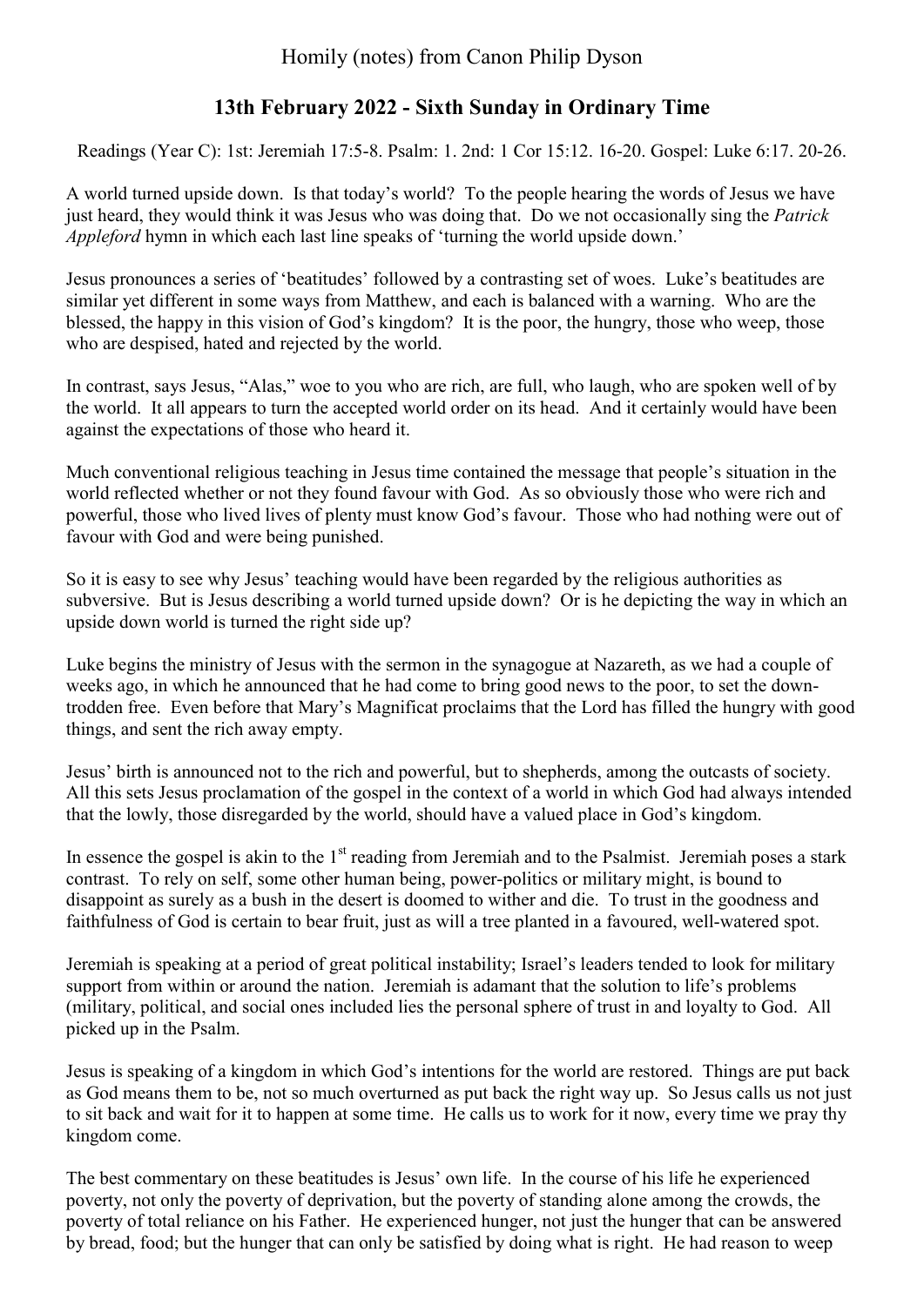# Homily (notes) from Canon Philip Dyson

## 13th February 2022 - Sixth Sunday in Ordinary Time

Readings (Year C): 1st: Jeremiah 17:5-8. Psalm: 1. 2nd: 1 Cor 15:12. 16-20. Gospel: Luke 6:17. 20-26.

A world turned upside down. Is that today's world? To the people hearing the words of Jesus we have just heard, they would think it was Jesus who was doing that. Do we not occasionally sing the *Patrick Appleford* hymn in which each last line speaks of 'turning the world upside down.'

Jesus pronounces a series of 'beatitudes' followed by a contrasting set of woes. Luke's beatitudes are similar yet different in some ways from Matthew, and each is balanced with a warning. Who are the blessed, the happy in this vision of God's kingdom? It is the poor, the hungry, those who weep, those who are despised, hated and rejected by the world.

In contrast, says Jesus, "Alas," woe to you who are rich, are full, who laugh, who are spoken well of by the world. It all appears to turn the accepted world order on its head. And it certainly would have been against the expectations of those who heard it.

Much conventional religious teaching in Jesus time contained the message that people's situation in the world reflected whether or not they found favour with God. As so obviously those who were rich and powerful, those who lived lives of plenty must know God's favour. Those who had nothing were out of favour with God and were being punished.

So it is easy to see why Jesus' teaching would have been regarded by the religious authorities as subversive. But is Jesus describing a world turned upside down? Or is he depicting the way in which an upside down world is turned the right side up?

Luke begins the ministry of Jesus with the sermon in the synagogue at Nazareth, as we had a couple of weeks ago, in which he announced that he had come to bring good news to the poor, to set the down-trodden free. Even before that Mary's Magnificat proclaims that the Lord has filled the hungry with good things, and sent the rich away empty.

Jesus' birth is announced not to the rich and powerful, but to shepherds, among the outcasts of society. All this sets Jesus proclamation of the gospel in the context of a world in which God had always intended that the lowly, those disregarded by the world, should have a valued place in God's kingdom.

In essence the gospel is akin to the 1st reading from Jeremiah and to the Psalmist. Jeremiah poses a stark contrast. To rely on self, some other human being, power-politics or military might, is bound to disappoint as surely as a bush in the desert is doomed to wither and die. To trust in the goodness and faithfulness of God is certain to bear fruit, just as will a tree planted in a favoured, well-watered spot.

Jeremiah is speaking at a period of great political instability; Israel's leaders tended to look for military support from within or around the nation. Jeremiah is adamant that the solution to life's problems (military, political, and social ones included lies the personal sphere of trust in and loyalty to God. All picked up in the Psalm.

Jesus is speaking of a kingdom in which God's intentions for the world are restored. Things are put back as God means them to be, not so much overturned as put back the right way up. So Jesus calls us not just to sit back and wait for it to happen at some time. He calls us to work for it now, every time we pray thy kingdom come.

The best commentary on these beatitudes is Jesus' own life. In the course of his life he experienced poverty, not only the poverty of deprivation, but the poverty of standing alone among the crowds, the poverty of total reliance on his Father. He experienced hunger, not just the hunger that can be answered by bread, food; but the hunger that can only be satisfied by doing what is right. He had reason to weep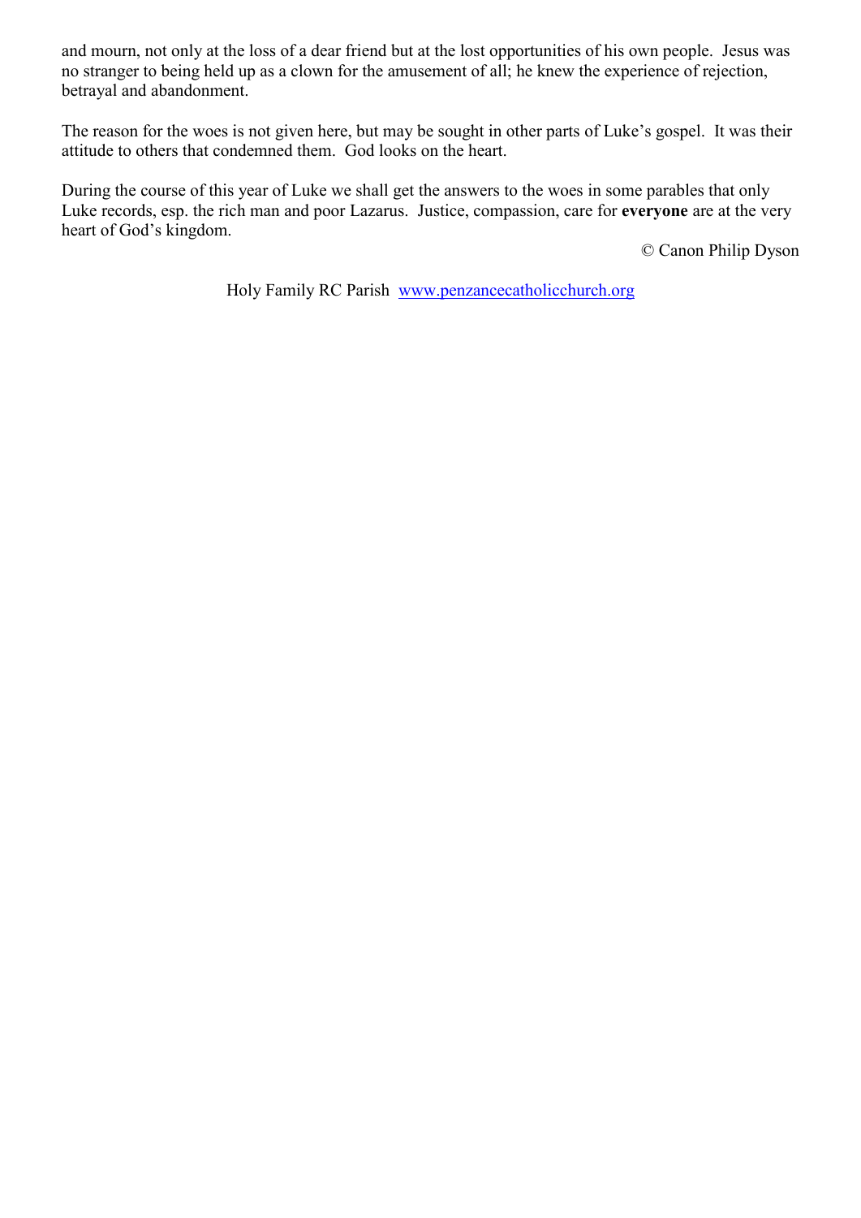and mourn, not only at the loss of a dear friend but at the lost opportunities of his own people. Jesus was no stranger to being held up as a clown for the amusement of all; he knew the experience of rejection, betrayal and abandonment.

The reason for the woes is not given here, but may be sought in other parts of Luke's gospel. It was their attitude to others that condemned them. God looks on the heart.

During the course of this year of Luke we shall get the answers to the woes in some parables that only Luke records, esp. the rich man and poor Lazarus. Justice, compassion, care for **everyone** are at the very heart of God's kingdom.

© Canon Philip Dyson

Holy Family RC Parish [www.penzancecatholicchurch.org](http://www.penzancecatholicchurch.org)